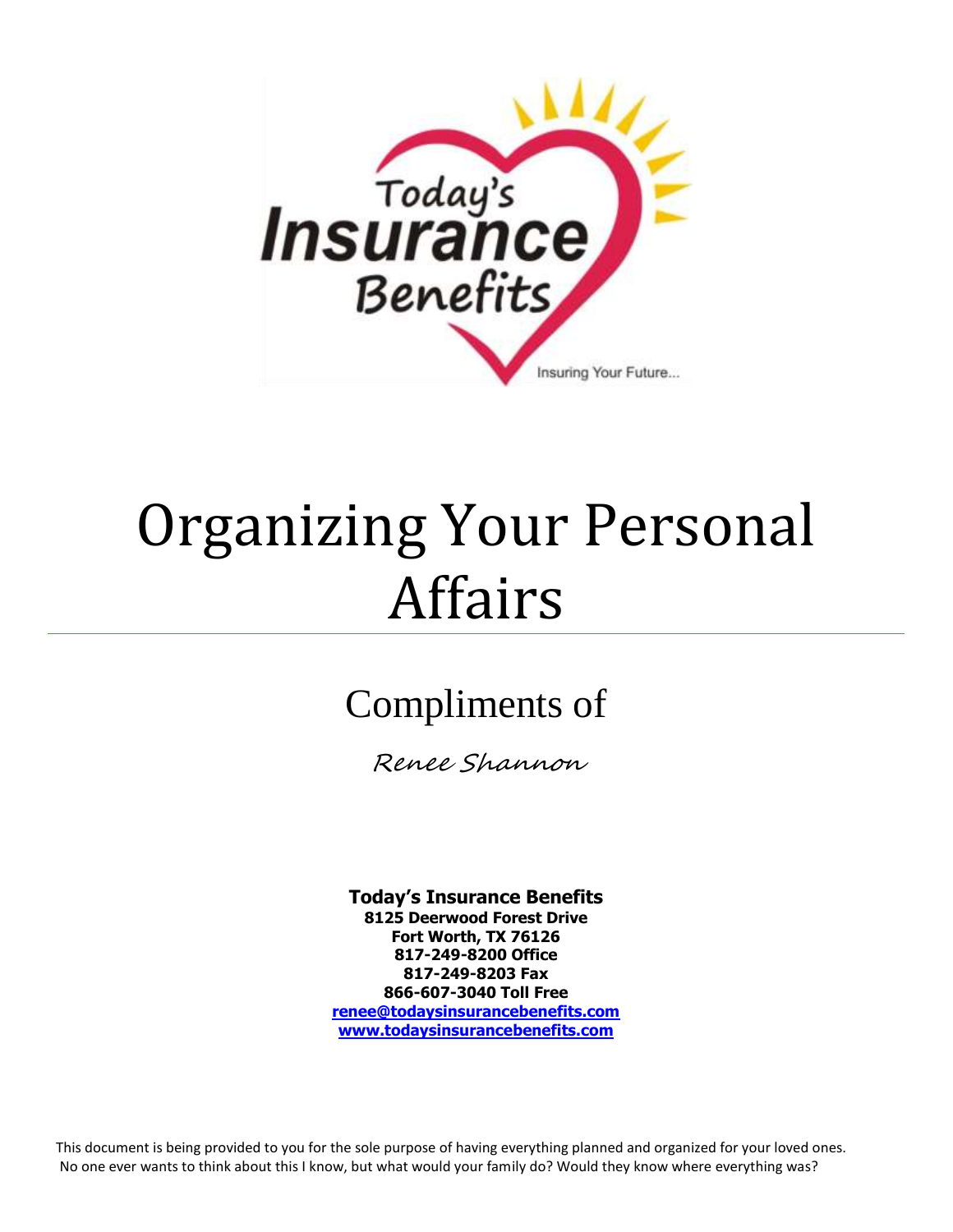# Organizing Your Personal Affairs

## Compliments of

*Renee Shannon*

**Today's Insurance Benefits**
**8125 Deerwood Forest Drive**
**Fort Worth, TX 76126**
**817-249-8200 Office**
**817-249-8203 Fax**
**866-607-3040 Toll Free**
**renee@todaysinsurancebenefits.com**
**www.todaysinsurancebenefits.com**

This document is being provided to you for the sole purpose of having everything planned and organized for your loved ones. No one ever wants to think about this I know, but what would your family do? Would they know where everything was?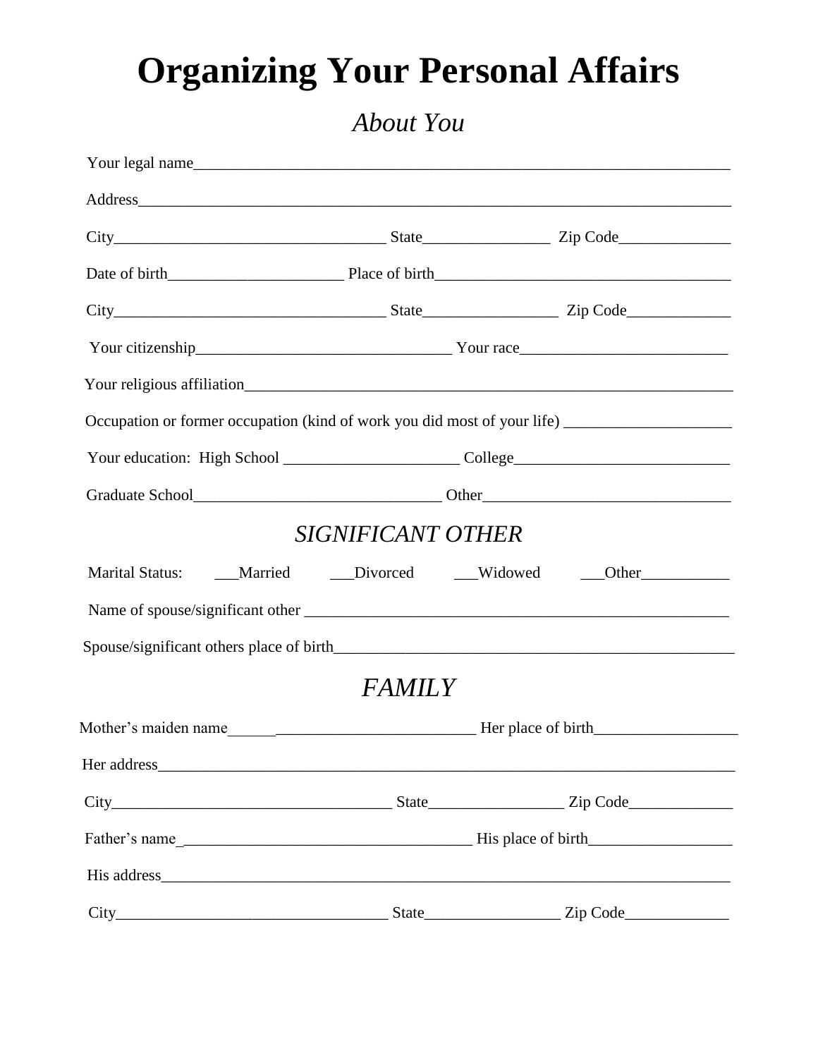# Organizing Your Personal Affairs

## *About You*

Your legal name_______________________________________________________________________

Address_____________________________________________________________________________

City__________________________________ State________________ Zip Code______________

Date of birth______________________ Place of birth______________________________________

City__________________________________ State_________________ Zip Code_____________

Your citizenship________________________________ Your race__________________________

Your religious affiliation__________________________________________________________________

Occupation or former occupation (kind of work you did most of your life) _____________________

Your education: High School ______________________ College___________________________

Graduate School_______________________________ Other_______________________________

## *SIGNIFICANT OTHER*

Marital Status: ___Married ___Divorced ___Widowed ___Other___________

Name of spouse/significant other _______________________________________________________

Spouse/significant others place of birth____________________________________________________

## *FAMILY*

Mother's maiden name______________________________ Her place of birth__________________

Her address_____________________________________________________________________________

City___________________________________ State_________________ Zip Code_____________

Father's name_____________________________________ His place of birth__________________

His address____________________________________________________________________________

City__________________________________ State_________________ Zip Code_____________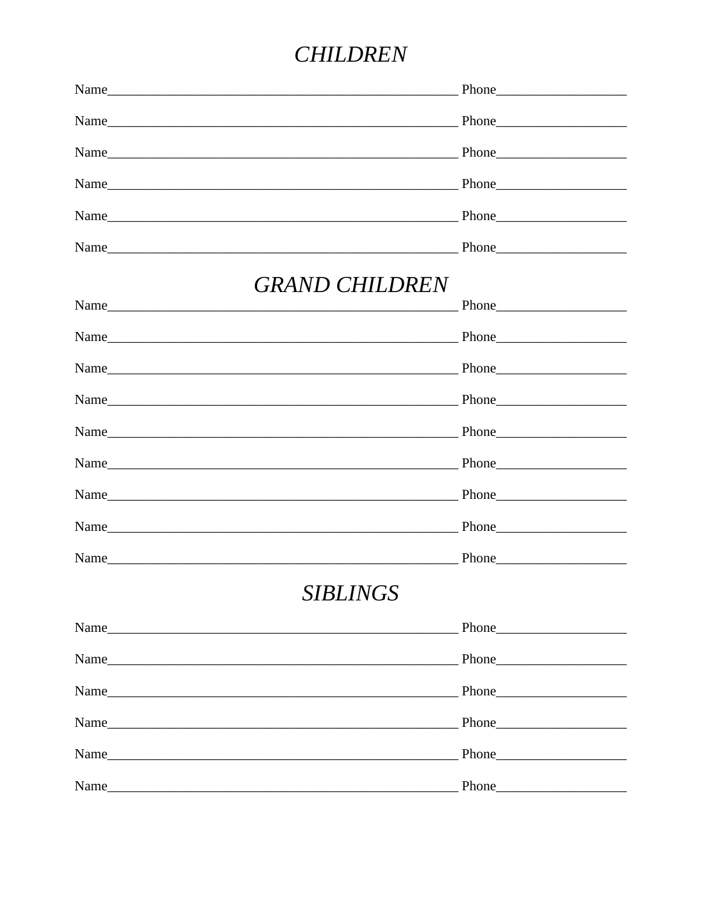# *CHILDREN*

Name_____________________________________________________ Phone___________________

Name_____________________________________________________ Phone___________________

Name_____________________________________________________ Phone___________________

Name_____________________________________________________ Phone___________________

Name_____________________________________________________ Phone___________________

Name_____________________________________________________ Phone___________________

# *GRAND CHILDREN*

Name_____________________________________________________ Phone___________________

Name_____________________________________________________ Phone___________________

Name_____________________________________________________ Phone___________________

Name_____________________________________________________ Phone___________________

Name_____________________________________________________ Phone___________________

Name_____________________________________________________ Phone___________________

Name_____________________________________________________ Phone___________________

Name_____________________________________________________ Phone___________________

Name_____________________________________________________ Phone___________________

# *SIBLINGS*

Name_____________________________________________________ Phone___________________

Name_____________________________________________________ Phone___________________

Name_____________________________________________________ Phone___________________

Name_____________________________________________________ Phone___________________

Name_____________________________________________________ Phone___________________

Name_____________________________________________________ Phone___________________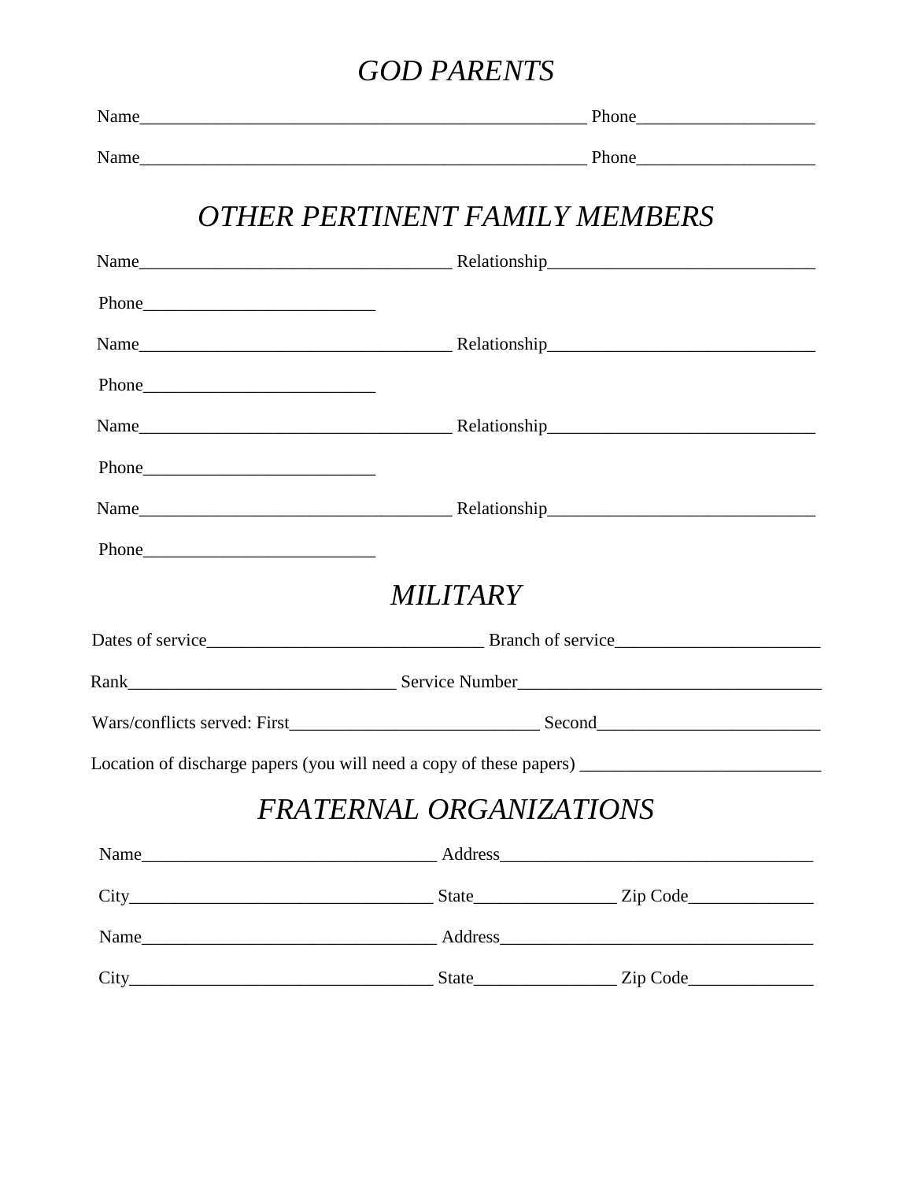# *GOD PARENTS*

Name___________________________________________________ Phone____________________

Name___________________________________________________ Phone____________________

# *OTHER PERTINENT FAMILY MEMBERS*

Name____________________________________ Relationship______________________________

Phone__________________________

Name____________________________________ Relationship______________________________

Phone__________________________

Name____________________________________ Relationship______________________________

Phone__________________________

Name____________________________________ Relationship______________________________

Phone__________________________

# *MILITARY*

Dates of service________________________________ Branch of service_______________________

Rank_______________________________ Service Number__________________________________

Wars/conflicts served: First____________________________ Second_________________________

Location of discharge papers (you will need a copy of these papers) ___________________________

# *FRATERNAL ORGANIZATIONS*

Name__________________________________ Address____________________________________

City___________________________________ State________________ Zip Code______________

Name__________________________________ Address____________________________________

City___________________________________ State________________ Zip Code______________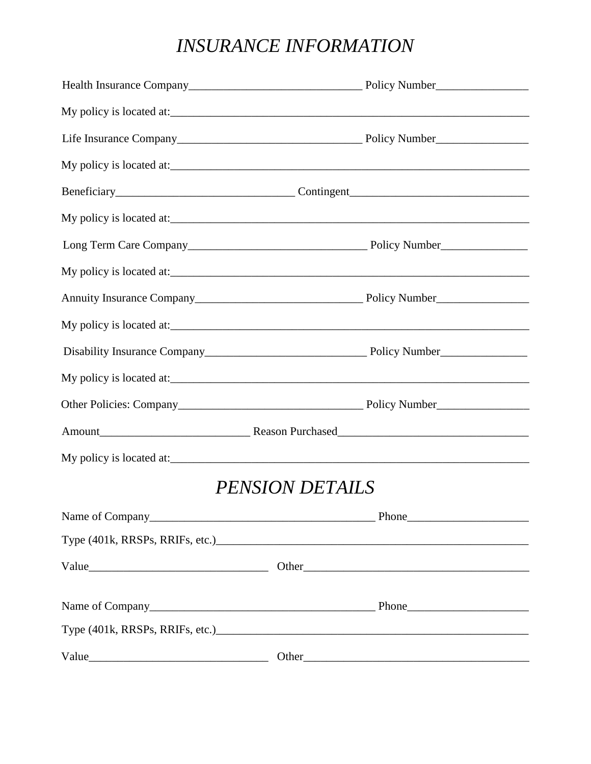# *INSURANCE INFORMATION*

Health Insurance Company______________________________ Policy Number________________

My policy is located at:________________________________________________________________

Life Insurance Company________________________________ Policy Number________________

My policy is located at:________________________________________________________________

Beneficiary_______________________________ Contingent______________________________

My policy is located at:________________________________________________________________

Long Term Care Company_______________________________ Policy Number_______________

My policy is located at:________________________________________________________________

Annuity Insurance Company_____________________________ Policy Number________________

My policy is located at:________________________________________________________________

Disability Insurance Company____________________________ Policy Number_______________

My policy is located at:________________________________________________________________

Other Policies: Company________________________________ Policy Number________________

Amount__________________________ Reason Purchased_________________________________

My policy is located at:________________________________________________________________

# *PENSION DETAILS*

Name of Company_______________________________________ Phone_____________________

Type (401k, RRSPs, RRIFs, etc.)____________________________________________________

Value_______________________________ Other_______________________________________

Name of Company_______________________________________ Phone_____________________

Type (401k, RRSPs, RRIFs, etc.)____________________________________________________

Value_______________________________ Other_______________________________________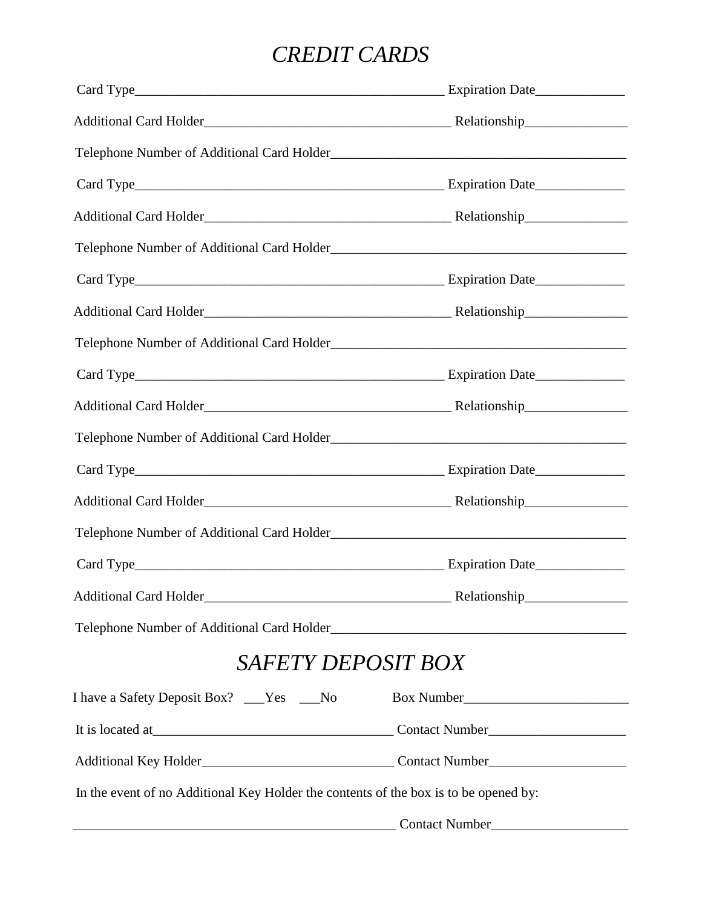# *CREDIT CARDS*

Card Type_______________________________________________ Expiration Date_____________

Additional Card Holder_____________________________________ Relationship_______________

Telephone Number of Additional Card Holder____________________________________________

Card Type_______________________________________________ Expiration Date_____________

Additional Card Holder_____________________________________ Relationship_______________

Telephone Number of Additional Card Holder____________________________________________

Card Type_______________________________________________ Expiration Date_____________

Additional Card Holder_____________________________________ Relationship_______________

Telephone Number of Additional Card Holder____________________________________________

Card Type_______________________________________________ Expiration Date_____________

Additional Card Holder_____________________________________ Relationship_______________

Telephone Number of Additional Card Holder____________________________________________

Card Type_______________________________________________ Expiration Date_____________

Additional Card Holder_____________________________________ Relationship_______________

Telephone Number of Additional Card Holder____________________________________________

Card Type_______________________________________________ Expiration Date_____________

Additional Card Holder_____________________________________ Relationship_______________

Telephone Number of Additional Card Holder____________________________________________

# *SAFETY DEPOSIT BOX*

I have a Safety Deposit Box? ___Yes ___No Box Number________________________

It is located at____________________________________ Contact Number____________________

Additional Key Holder____________________________ Contact Number____________________

In the event of no Additional Key Holder the contents of the box is to be opened by:

________________________________________________ Contact Number____________________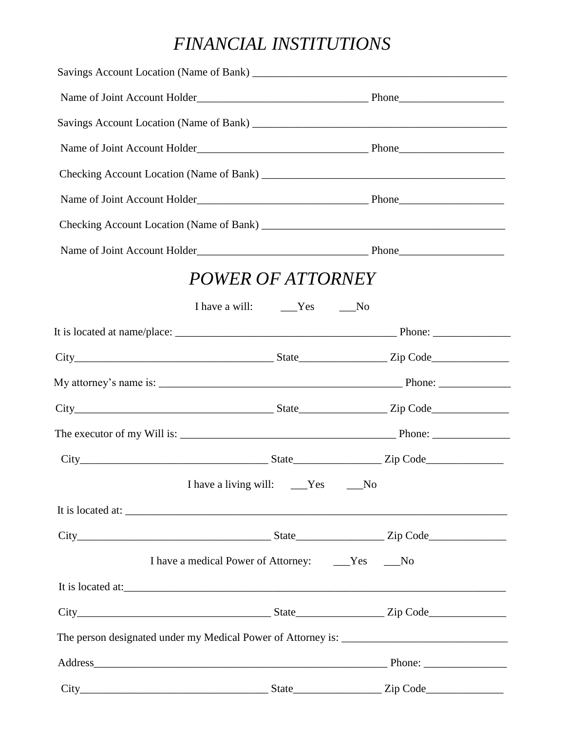# *FINANCIAL INSTITUTIONS*

Savings Account Location (Name of Bank) _______________________________________________

Name of Joint Account Holder_______________________________ Phone___________________

Savings Account Location (Name of Bank) _______________________________________________

Name of Joint Account Holder_______________________________ Phone___________________

Checking Account Location (Name of Bank) _____________________________________________

Name of Joint Account Holder_______________________________ Phone___________________

Checking Account Location (Name of Bank) _____________________________________________

Name of Joint Account Holder_______________________________ Phone___________________

# *POWER OF ATTORNEY*

I have a will: ___Yes ___No

It is located at name/place: ________________________________________ Phone: ______________

City____________________________________ State________________ Zip Code______________

My attorney's name is: _____________________________________________ Phone: _____________

City____________________________________ State________________ Zip Code______________

The executor of my Will is: ________________________________________ Phone: ______________

City__________________________________ State________________ Zip Code______________

I have a living will: ___Yes ___No

It is located at: _________________________________________________________________________

City___________________________________ State________________ Zip Code______________

I have a medical Power of Attorney: ___Yes ___No

It is located at:__________________________________________________________________________

City___________________________________ State________________ Zip Code______________

The person designated under my Medical Power of Attorney is: ______________________________

Address________________________________________________________ Phone: _______________

City__________________________________ State________________ Zip Code______________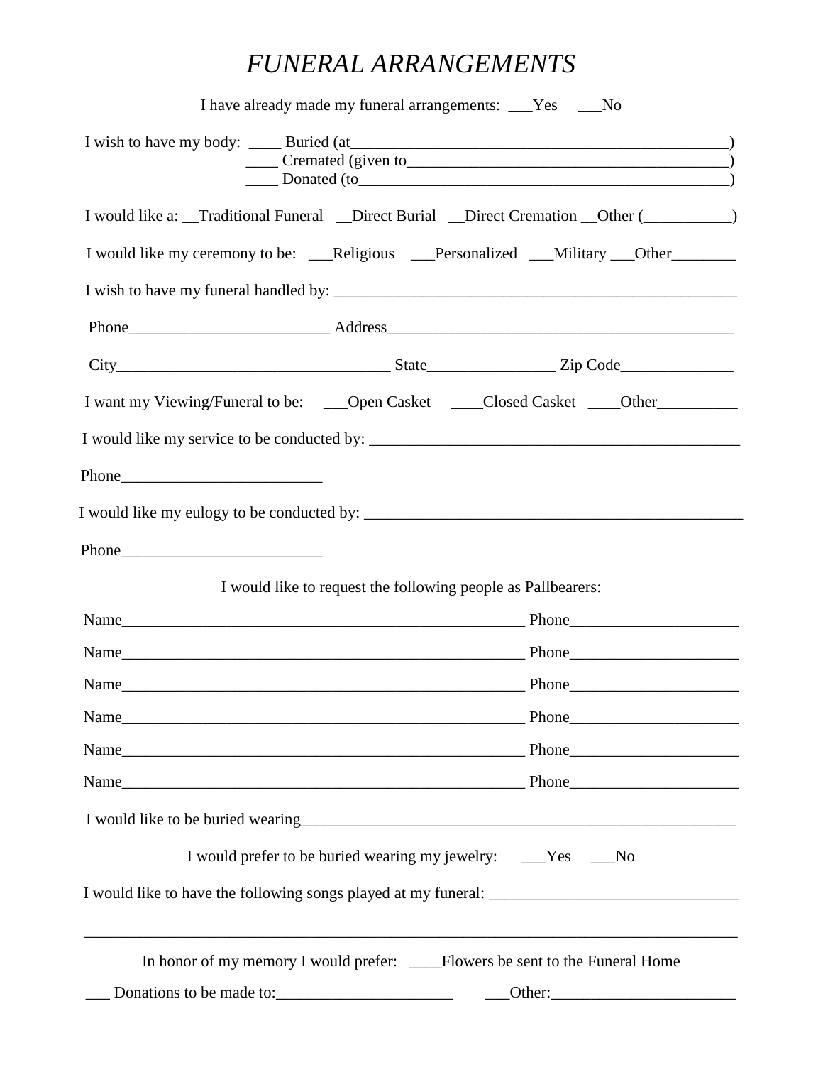# *FUNERAL ARRANGEMENTS*

I have already made my funeral arrangements: ___Yes ___No

I wish to have my body: ____ Buried (at_______________________________________________)
____ Cremated (given to_______________________________________)
____ Donated (to______________________________________________)

I would like a: __Traditional Funeral __Direct Burial __Direct Cremation __Other (___________)

I would like my ceremony to be: ___Religious ___Personalized ___Military ___Other________

I wish to have my funeral handled by: ___________________________________________________

Phone_________________________ Address____________________________________________

City__________________________________ State________________ Zip Code______________

I want my Viewing/Funeral to be: ___Open Casket ____Closed Casket ____Other__________

I would like my service to be conducted by: ______________________________________________

Phone_________________________

I would like my eulogy to be conducted by: ________________________________________________

Phone_________________________

I would like to request the following people as Pallbearers:

Name___________________________________________________ Phone_____________________

Name___________________________________________________ Phone_____________________

Name___________________________________________________ Phone_____________________

Name___________________________________________________ Phone_____________________

Name___________________________________________________ Phone_____________________

Name___________________________________________________ Phone_____________________

I would like to be buried wearing________________________________________________________

I would prefer to be buried wearing my jewelry: ___Yes ___No

I would like to have the following songs played at my funeral: ______________________________

_____________________________________________________________________________________

In honor of my memory I would prefer: ____Flowers be sent to the Funeral Home

___ Donations to be made to:______________________ ___Other:_______________________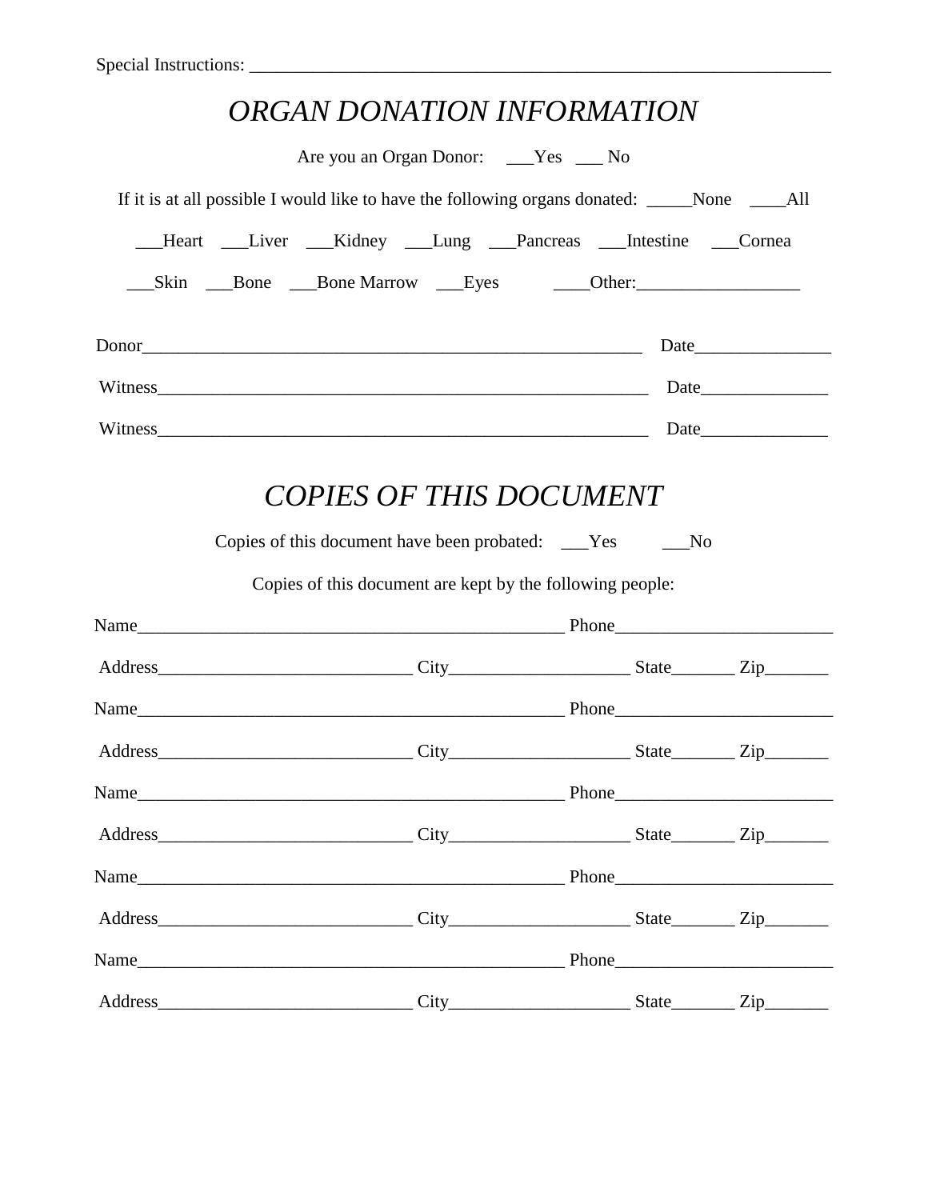Special Instructions: ___________________________________________________________________

# *ORGAN DONATION INFORMATION*

Are you an Organ Donor: ___Yes ___ No

If it is at all possible I would like to have the following organs donated: _____None ____All

___Heart ___Liver ___Kidney ___Lung ___Pancreas ___Intestine ___Cornea

___Skin ___Bone ___Bone Marrow ___Eyes ____Other:__________________

Donor_________________________________________________________ Date_______________

Witness_______________________________________________________ Date______________

Witness_______________________________________________________ Date______________

# *COPIES OF THIS DOCUMENT*

Copies of this document have been probated: ___Yes ___No

Copies of this document are kept by the following people:

Name_______________________________________________ Phone________________________

Address____________________________ City____________________ State_______ Zip_______

Name_______________________________________________ Phone________________________

Address____________________________ City____________________ State_______ Zip_______

Name_______________________________________________ Phone________________________

Address____________________________ City____________________ State_______ Zip_______

Name_______________________________________________ Phone________________________

Address____________________________ City____________________ State_______ Zip_______

Name_______________________________________________ Phone________________________

Address____________________________ City____________________ State_______ Zip_______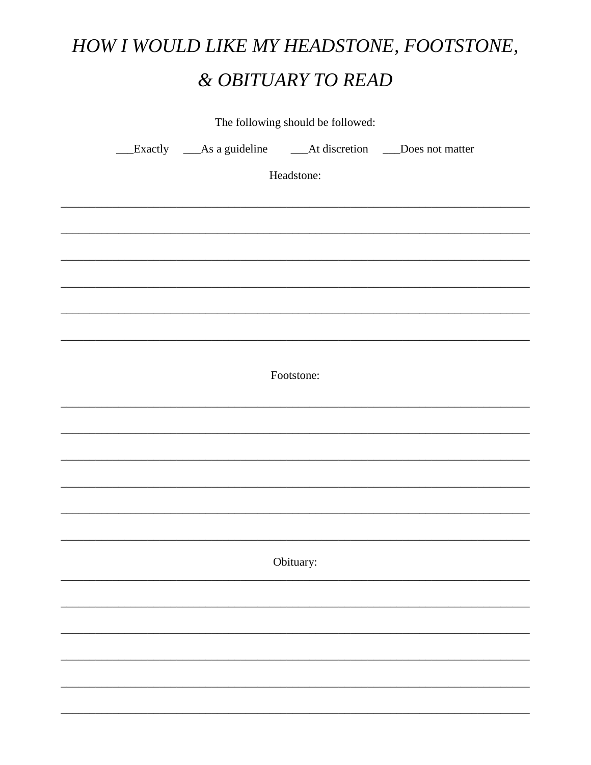# *HOW I WOULD LIKE MY HEADSTONE, FOOTSTONE, & OBITUARY TO READ*

The following should be followed:

___Exactly ___As a guideline ___At discretion ___Does not matter

Headstone:

______________________________________________________________________________

______________________________________________________________________________

______________________________________________________________________________

______________________________________________________________________________

______________________________________________________________________________

______________________________________________________________________________

Footstone:

______________________________________________________________________________

______________________________________________________________________________

______________________________________________________________________________

______________________________________________________________________________

______________________________________________________________________________

______________________________________________________________________________

Obituary:

______________________________________________________________________________

______________________________________________________________________________

______________________________________________________________________________

______________________________________________________________________________

______________________________________________________________________________

______________________________________________________________________________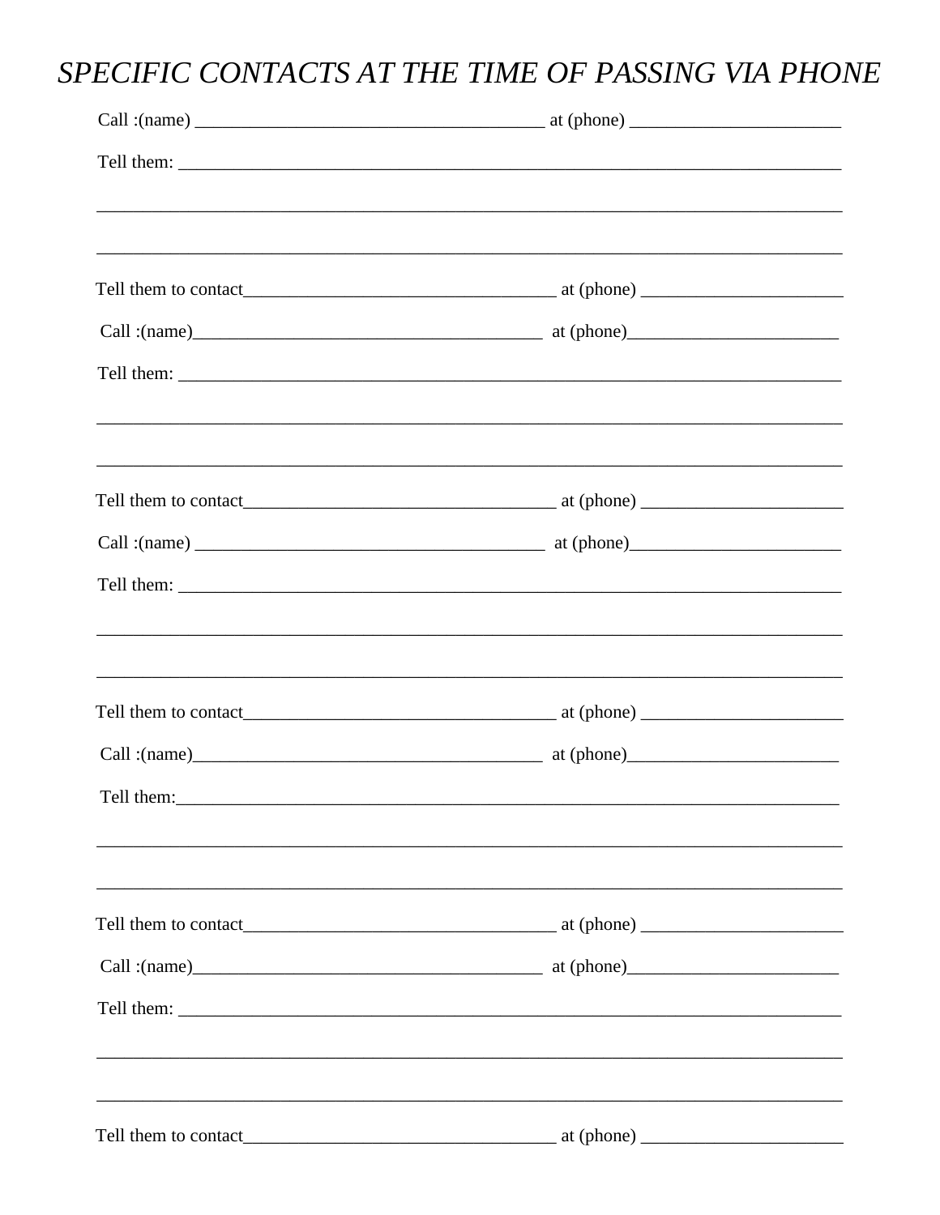# *SPECIFIC CONTACTS AT THE TIME OF PASSING VIA PHONE*

Call :(name) ______________________________________ at (phone) _______________________

Tell them: __________________________________________________________________________

_____________________________________________________________________________________

_____________________________________________________________________________________

Tell them to contact__________________________________ at (phone) _____________________

Call :(name)______________________________________ at (phone)_______________________

Tell them: __________________________________________________________________________

_____________________________________________________________________________________

_____________________________________________________________________________________

Tell them to contact__________________________________ at (phone) _____________________

Call :(name) ______________________________________ at (phone)_______________________

Tell them: __________________________________________________________________________

_____________________________________________________________________________________

_____________________________________________________________________________________

Tell them to contact__________________________________ at (phone) _____________________

Call :(name)______________________________________ at (phone)_______________________

Tell them:__________________________________________________________________________

_____________________________________________________________________________________

_____________________________________________________________________________________

Tell them to contact__________________________________ at (phone) _____________________

Call :(name)______________________________________ at (phone)_______________________

Tell them: __________________________________________________________________________

_____________________________________________________________________________________

_____________________________________________________________________________________

Tell them to contact__________________________________ at (phone) _____________________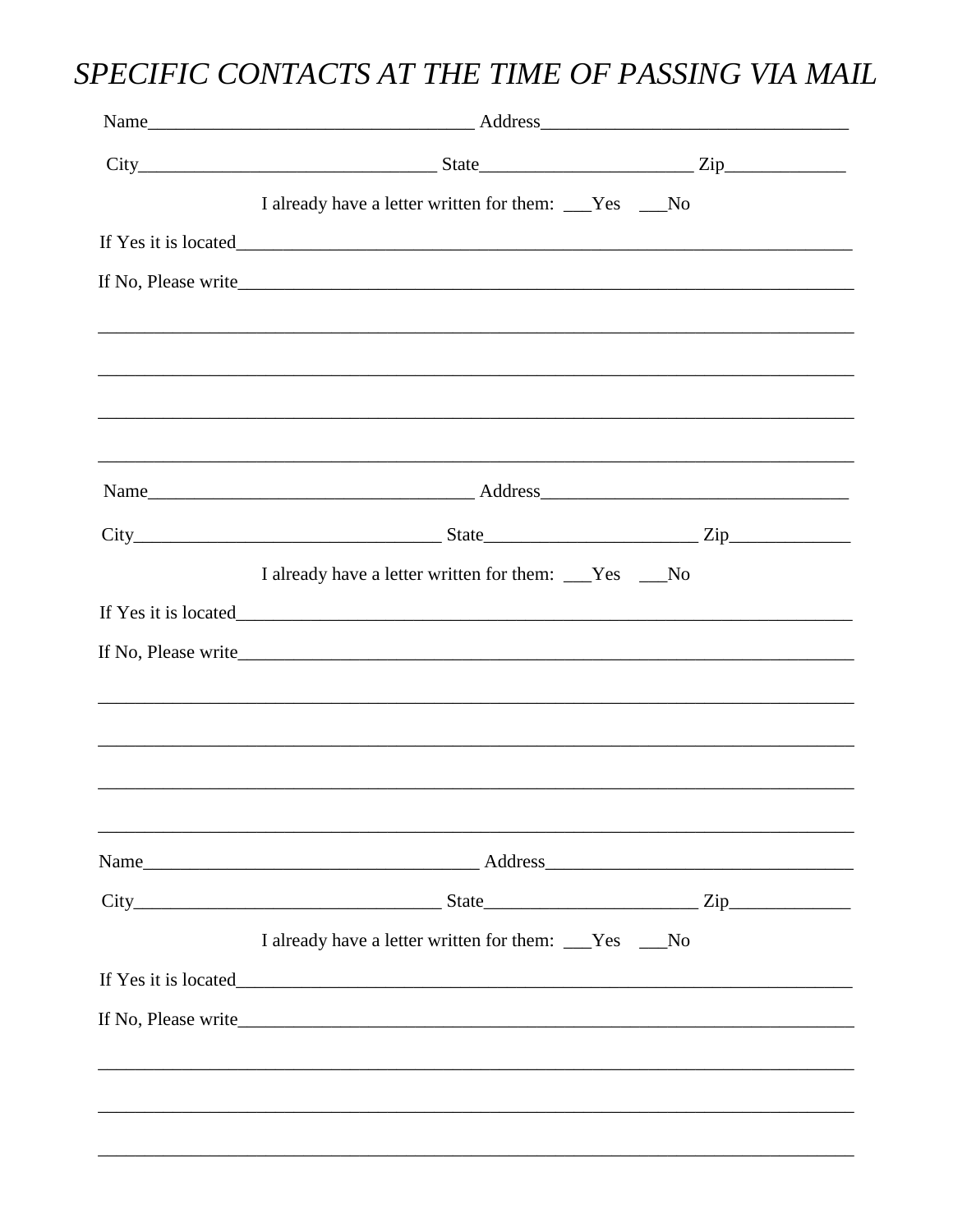# *SPECIFIC CONTACTS AT THE TIME OF PASSING VIA MAIL*

Name___________________________________ Address_________________________________

City________________________________ State______________________ Zip____________

I already have a letter written for them: ___Yes ___No

If Yes it is located_____________________________________________________________________

If No, Please write_____________________________________________________________________

___________________________________________________________________________________

___________________________________________________________________________________

___________________________________________________________________________________

___________________________________________________________________________________

Name___________________________________ Address_________________________________

City________________________________ State______________________ Zip____________

I already have a letter written for them: ___Yes ___No

If Yes it is located_____________________________________________________________________

If No, Please write_____________________________________________________________________

___________________________________________________________________________________

___________________________________________________________________________________

___________________________________________________________________________________

___________________________________________________________________________________

Name___________________________________ Address_________________________________

City________________________________ State______________________ Zip____________

I already have a letter written for them: ___Yes ___No

If Yes it is located_____________________________________________________________________

If No, Please write_____________________________________________________________________

___________________________________________________________________________________

___________________________________________________________________________________

___________________________________________________________________________________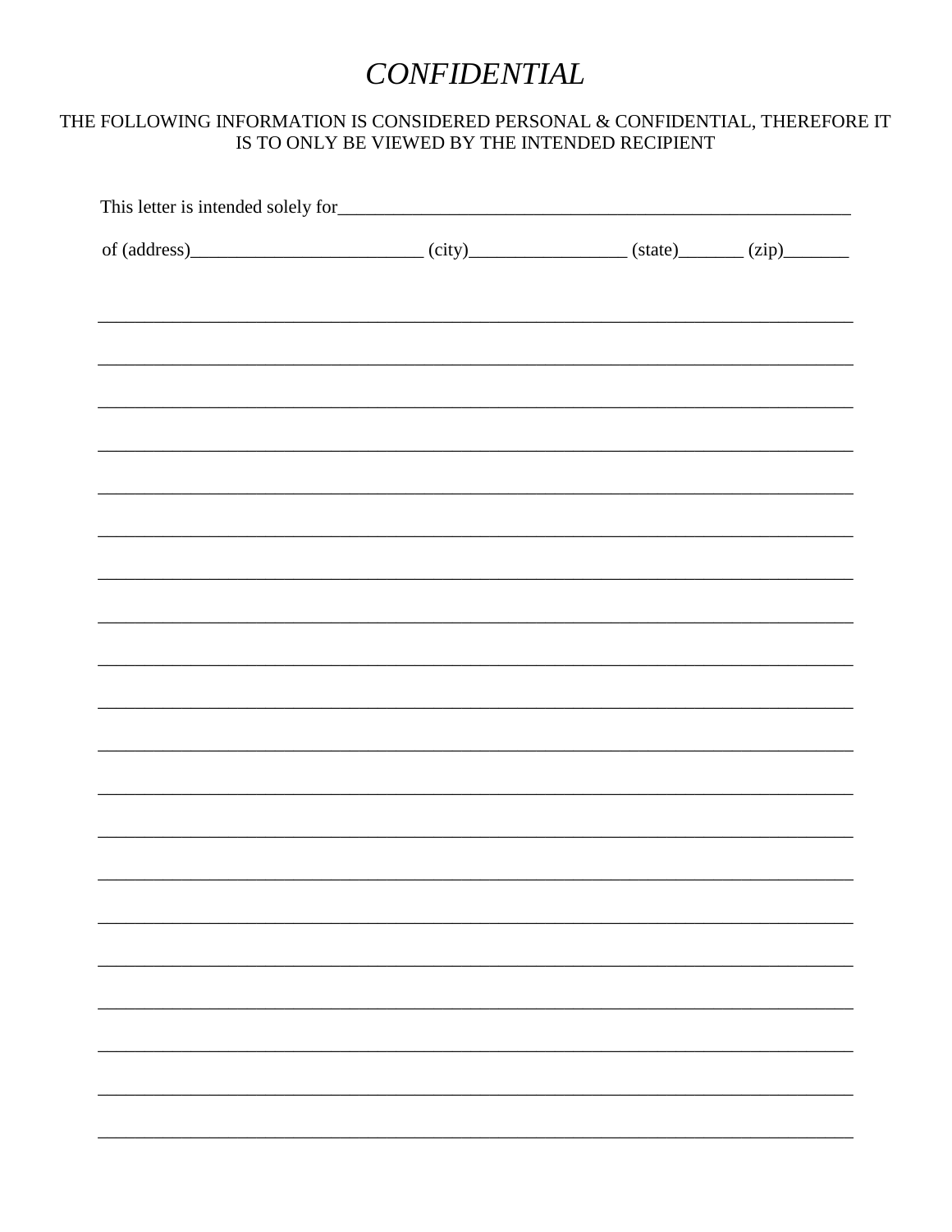# *CONFIDENTIAL*

THE FOLLOWING INFORMATION IS CONSIDERED PERSONAL & CONFIDENTIAL, THEREFORE IT IS TO ONLY BE VIEWED BY THE INTENDED RECIPIENT

This letter is intended solely for_______________________________________________________

of (address)_________________________ (city)_________________ (state)_______ (zip)_______

________________________________________________________________________________

________________________________________________________________________________

________________________________________________________________________________

________________________________________________________________________________

________________________________________________________________________________

________________________________________________________________________________

________________________________________________________________________________

________________________________________________________________________________

________________________________________________________________________________

________________________________________________________________________________

________________________________________________________________________________

________________________________________________________________________________

________________________________________________________________________________

________________________________________________________________________________

________________________________________________________________________________

________________________________________________________________________________

________________________________________________________________________________

________________________________________________________________________________

________________________________________________________________________________

________________________________________________________________________________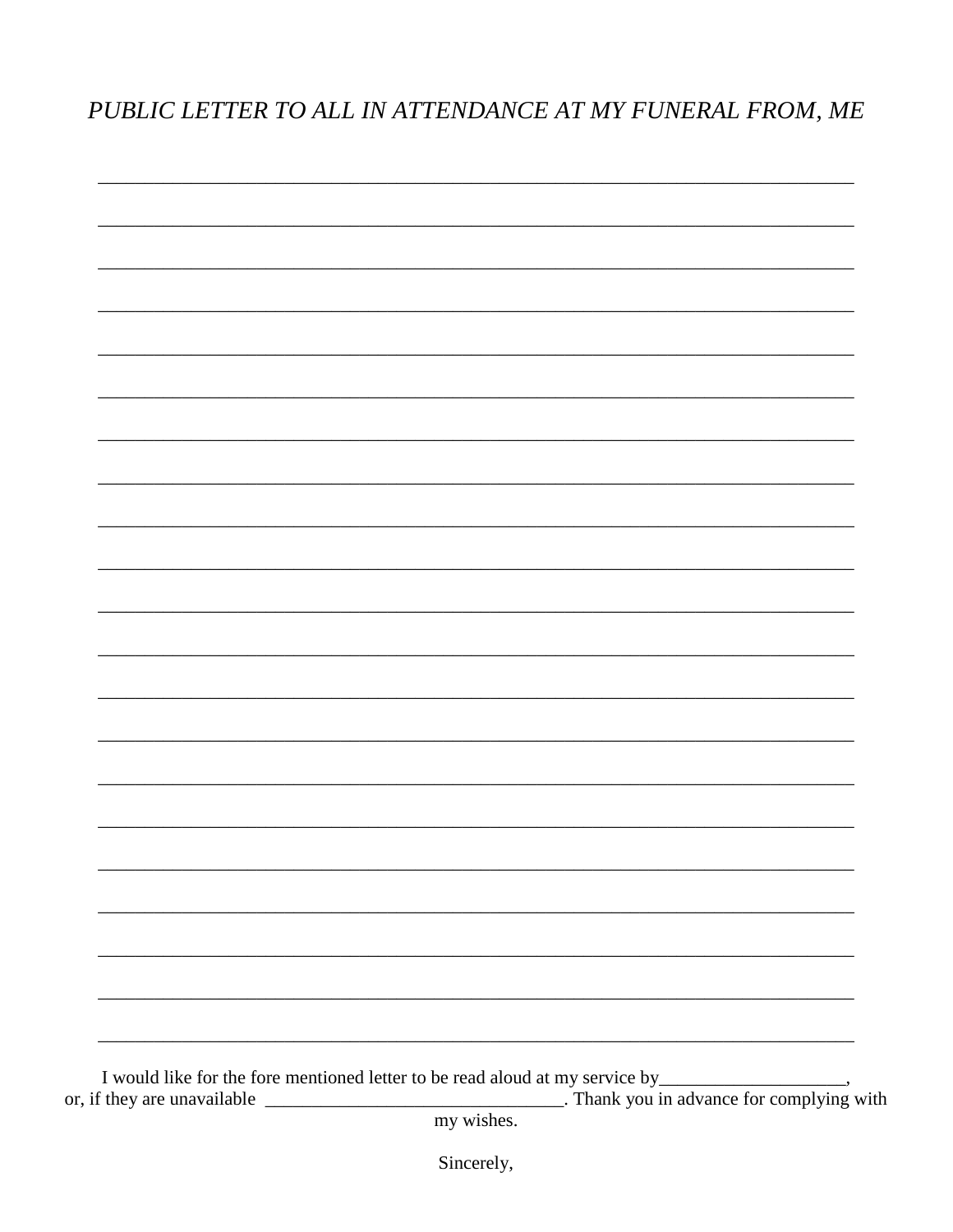*PUBLIC LETTER TO ALL IN ATTENDANCE AT MY FUNERAL FROM, ME*

_______________________________________________________________________________

_______________________________________________________________________________

_______________________________________________________________________________

_______________________________________________________________________________

_______________________________________________________________________________

_______________________________________________________________________________

_______________________________________________________________________________

_______________________________________________________________________________

_______________________________________________________________________________

_______________________________________________________________________________

_______________________________________________________________________________

_______________________________________________________________________________

_______________________________________________________________________________

_______________________________________________________________________________

_______________________________________________________________________________

_______________________________________________________________________________

_______________________________________________________________________________

_______________________________________________________________________________

_______________________________________________________________________________

_______________________________________________________________________________

_______________________________________________________________________________

I would like for the fore mentioned letter to be read aloud at my service by____________________, or, if they are unavailable ________________________________. Thank you in advance for complying with my wishes.

Sincerely,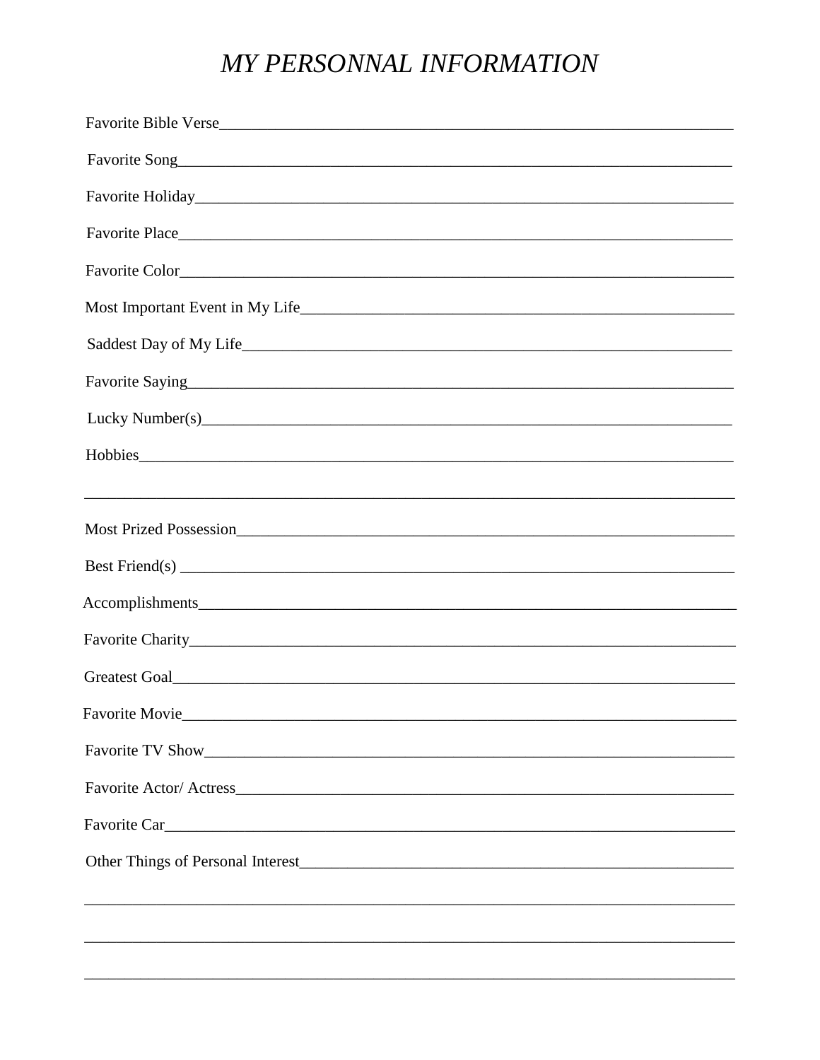# *MY PERSONNAL INFORMATION*

Favorite Bible Verse_______________________________________________________________

Favorite Song_____________________________________________________________________

Favorite Holiday___________________________________________________________________

Favorite Place_____________________________________________________________________

Favorite Color_____________________________________________________________________

Most Important Event in My Life_____________________________________________________

Saddest Day of My Life_____________________________________________________________

Favorite Saying____________________________________________________________________

Lucky Number(s)___________________________________________________________________

Hobbies__________________________________________________________________________

_________________________________________________________________________________

Most Prized Possession______________________________________________________________

Best Friend(s) _____________________________________________________________________

Accomplishments___________________________________________________________________

Favorite Charity____________________________________________________________________

Greatest Goal______________________________________________________________________

Favorite Movie_____________________________________________________________________

Favorite TV Show___________________________________________________________________

Favorite Actor/ Actress_______________________________________________________________

Favorite Car_______________________________________________________________________

Other Things of Personal Interest______________________________________________________

_________________________________________________________________________________

_________________________________________________________________________________

_________________________________________________________________________________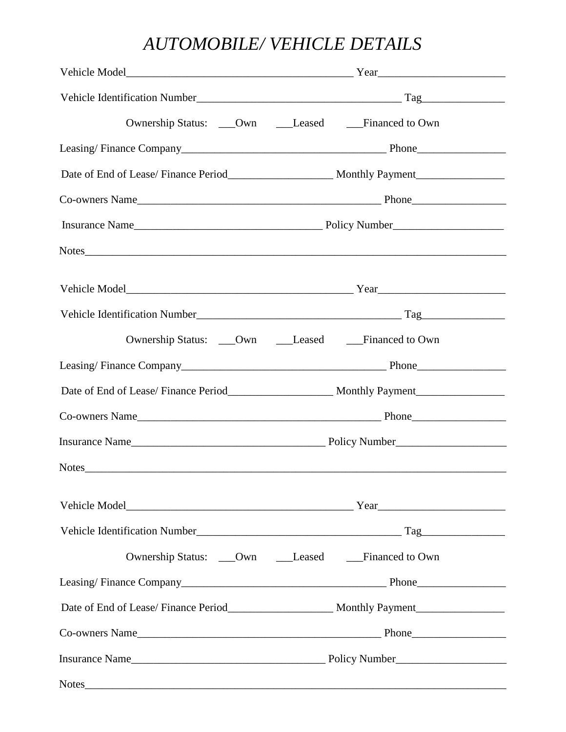# *AUTOMOBILE/ VEHICLE DETAILS*

Vehicle Model__________________________________________ Year______________________

Vehicle Identification Number_____________________________________ Tag_______________

Ownership Status: ___Own ___Leased ___Financed to Own

Leasing/ Finance Company_____________________________________ Phone________________

Date of End of Lease/ Finance Period___________________ Monthly Payment________________

Co-owners Name_____________________________________________ Phone_________________

Insurance Name___________________________________ Policy Number____________________

Notes_____________________________________________________________________________

Vehicle Model__________________________________________ Year______________________

Vehicle Identification Number_____________________________________ Tag_______________

Ownership Status: ___Own ___Leased ___Financed to Own

Leasing/ Finance Company_____________________________________ Phone________________

Date of End of Lease/ Finance Period___________________ Monthly Payment________________

Co-owners Name_____________________________________________ Phone_________________

Insurance Name____________________________________ Policy Number____________________

Notes_____________________________________________________________________________

Vehicle Model__________________________________________ Year______________________

Vehicle Identification Number_____________________________________ Tag_______________

Ownership Status: ___Own ___Leased ___Financed to Own

Leasing/ Finance Company_____________________________________ Phone________________

Date of End of Lease/ Finance Period___________________ Monthly Payment________________

Co-owners Name_____________________________________________ Phone_________________

Insurance Name____________________________________ Policy Number____________________

Notes_____________________________________________________________________________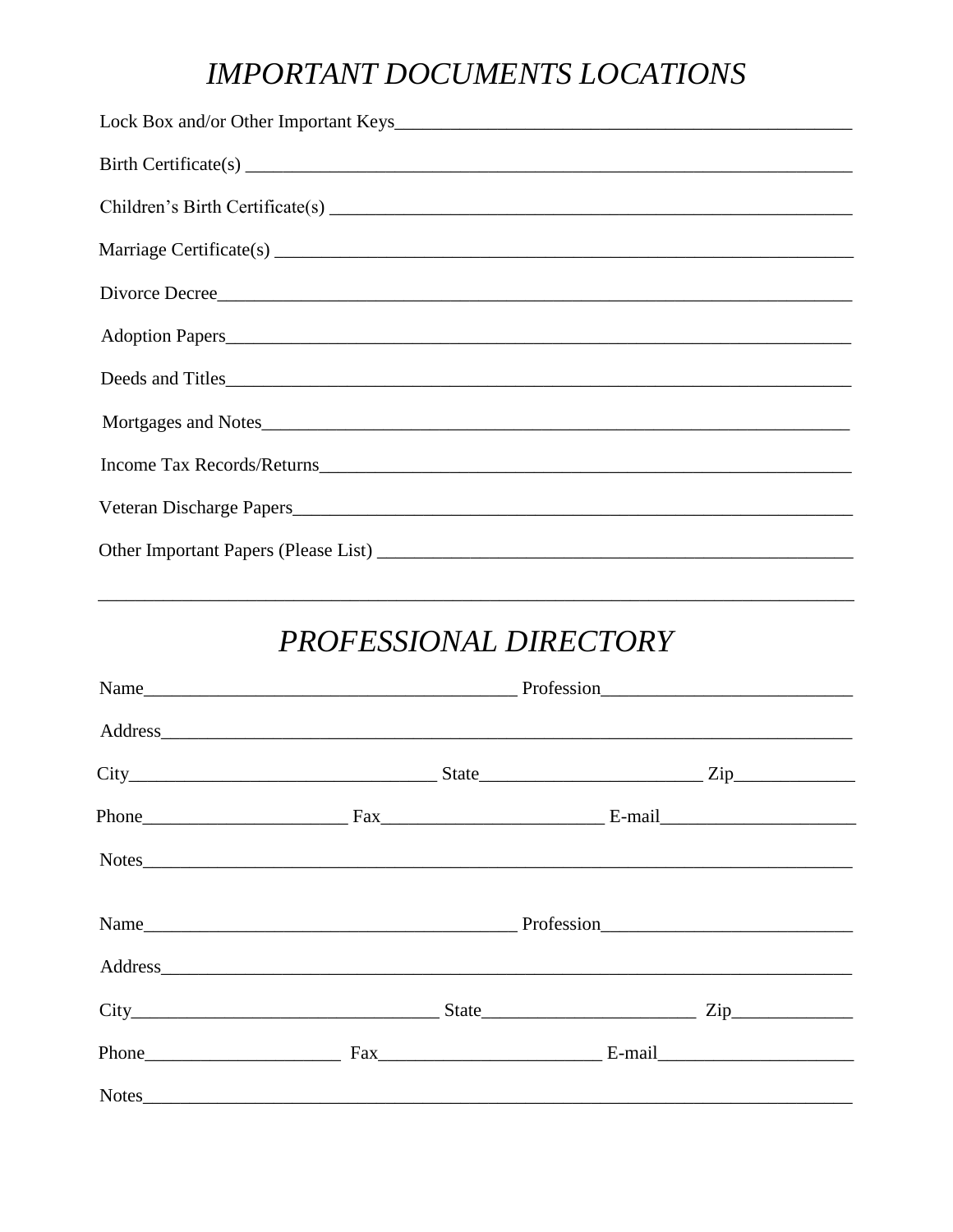# *IMPORTANT DOCUMENTS LOCATIONS*

Lock Box and/or Other Important Keys___________________________________________________

Birth Certificate(s) ___________________________________________________________________

Children's Birth Certificate(s) _________________________________________________________

Marriage Certificate(s) ________________________________________________________________

Divorce Decree_______________________________________________________________________

Adoption Papers______________________________________________________________________

Deeds and Titles______________________________________________________________________

Mortgages and Notes__________________________________________________________________

Income Tax Records/Returns____________________________________________________________

Veteran Discharge Papers______________________________________________________________

Other Important Papers (Please List) ____________________________________________________

_______________________________________________________________________________________

# *PROFESSIONAL DIRECTORY*

Name_________________________________________ Profession___________________________

Address_______________________________________________________________________________

City_________________________________ State________________________ Zip_____________

Phone______________________ Fax________________________ E-mail_____________________

Notes_________________________________________________________________________________

Name_________________________________________ Profession___________________________

Address_______________________________________________________________________________

City_________________________________ State________________________ Zip_____________

Phone______________________ Fax________________________ E-mail_____________________

Notes_________________________________________________________________________________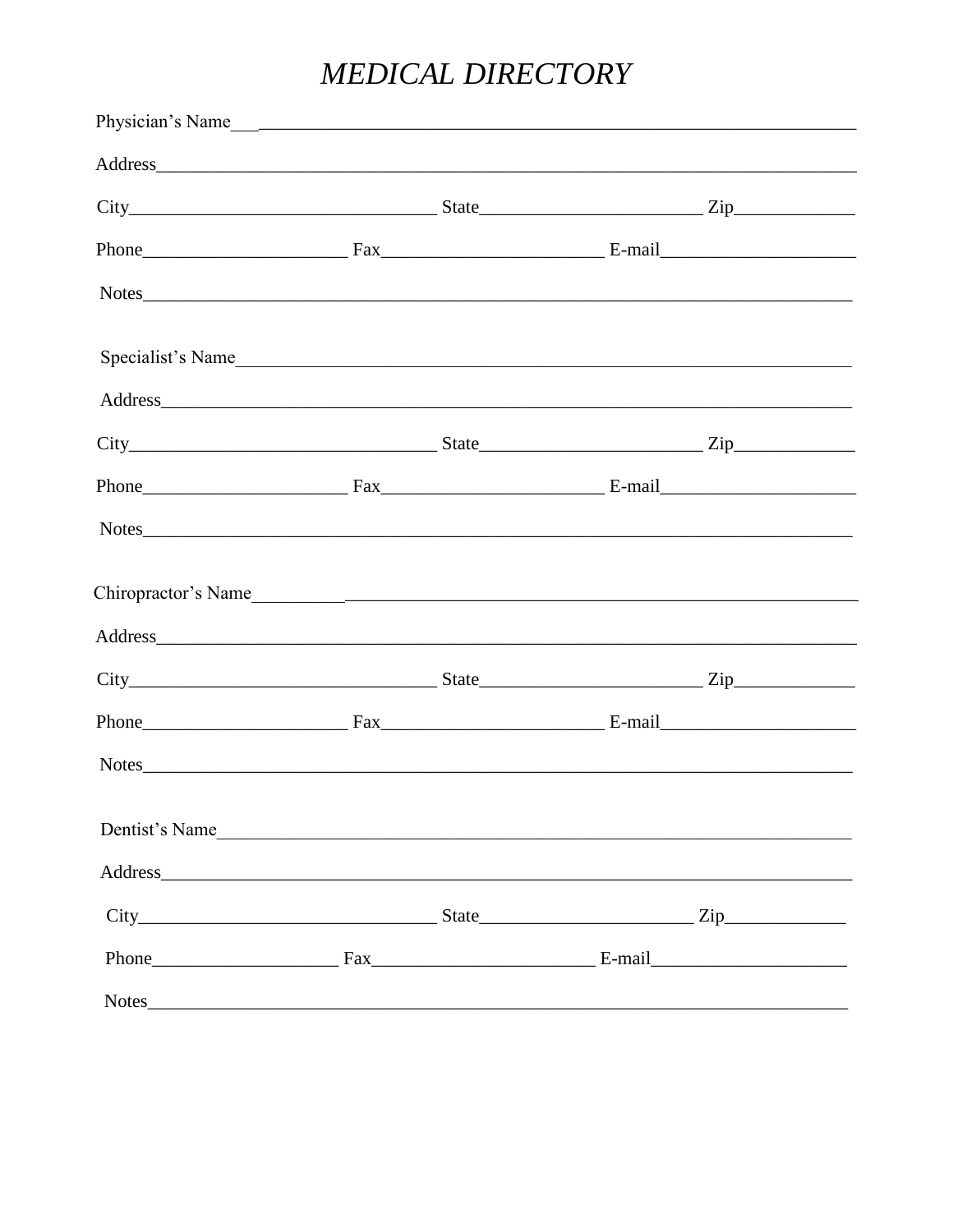# *MEDICAL DIRECTORY*

Physician's Name___________________________________________________________________________

Address______________________________________________________________________________

City_________________________________ State________________________ Zip_____________

Phone______________________ Fax________________________ E-mail_____________________

Notes_______________________________________________________________________________

Specialist's Name_________________________________________________________________

Address______________________________________________________________________________

City_________________________________ State________________________ Zip_____________

Phone______________________ Fax________________________ E-mail_____________________

Notes_______________________________________________________________________________

Chiropractor's Name_______________________________________________________________

Address______________________________________________________________________________

City_________________________________ State________________________ Zip_____________

Phone______________________ Fax________________________ E-mail_____________________

Notes_______________________________________________________________________________

Dentist's Name____________________________________________________________________

Address______________________________________________________________________________

City_________________________________ State_______________________ Zip_____________

Phone____________________ Fax________________________ E-mail_____________________

Notes_______________________________________________________________________________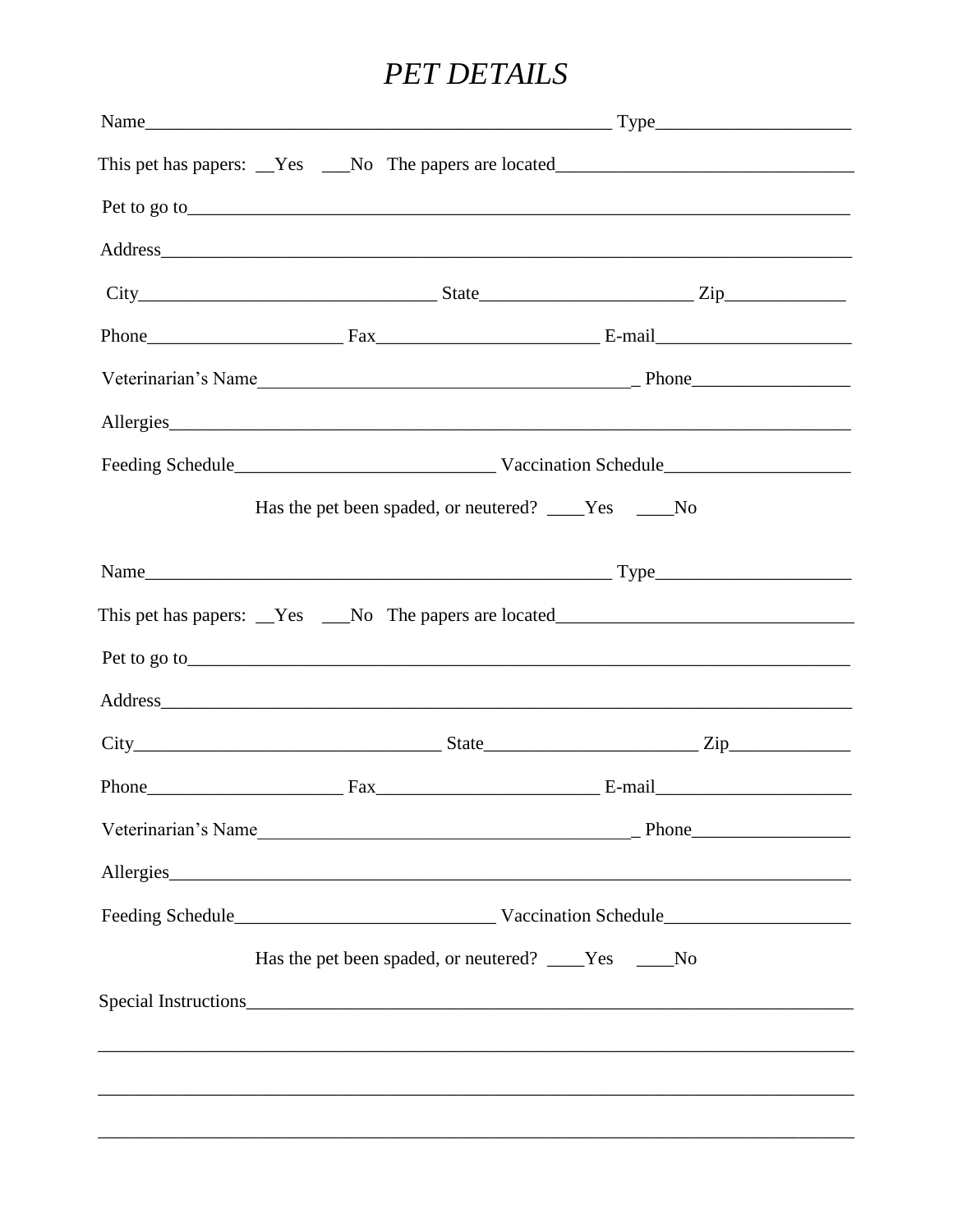# *PET DETAILS*

Name_____________________________________________________ Type_____________________

This pet has papers: __Yes ___No The papers are located________________________________

Pet to go to___________________________________________________________________________

Address_______________________________________________________________________________

City________________________________ State______________________ Zip_____________

Phone_____________________ Fax_______________________ E-mail_____________________

Veterinarian's Name________________________________________ Phone_________________

Allergies_____________________________________________________________________________

Feeding Schedule___________________________ Vaccination Schedule____________________

Has the pet been spaded, or neutered? ____Yes ____No

Name_____________________________________________________ Type_____________________

This pet has papers: __Yes ___No The papers are located________________________________

Pet to go to___________________________________________________________________________

Address_______________________________________________________________________________

City________________________________ State______________________ Zip_____________

Phone_____________________ Fax_______________________ E-mail_____________________

Veterinarian's Name________________________________________ Phone_________________

Allergies_____________________________________________________________________________

Feeding Schedule___________________________ Vaccination Schedule____________________

Has the pet been spaded, or neutered? ____Yes ____No

Special Instructions__________________________________________________________________

______________________________________________________________________________________

______________________________________________________________________________________

______________________________________________________________________________________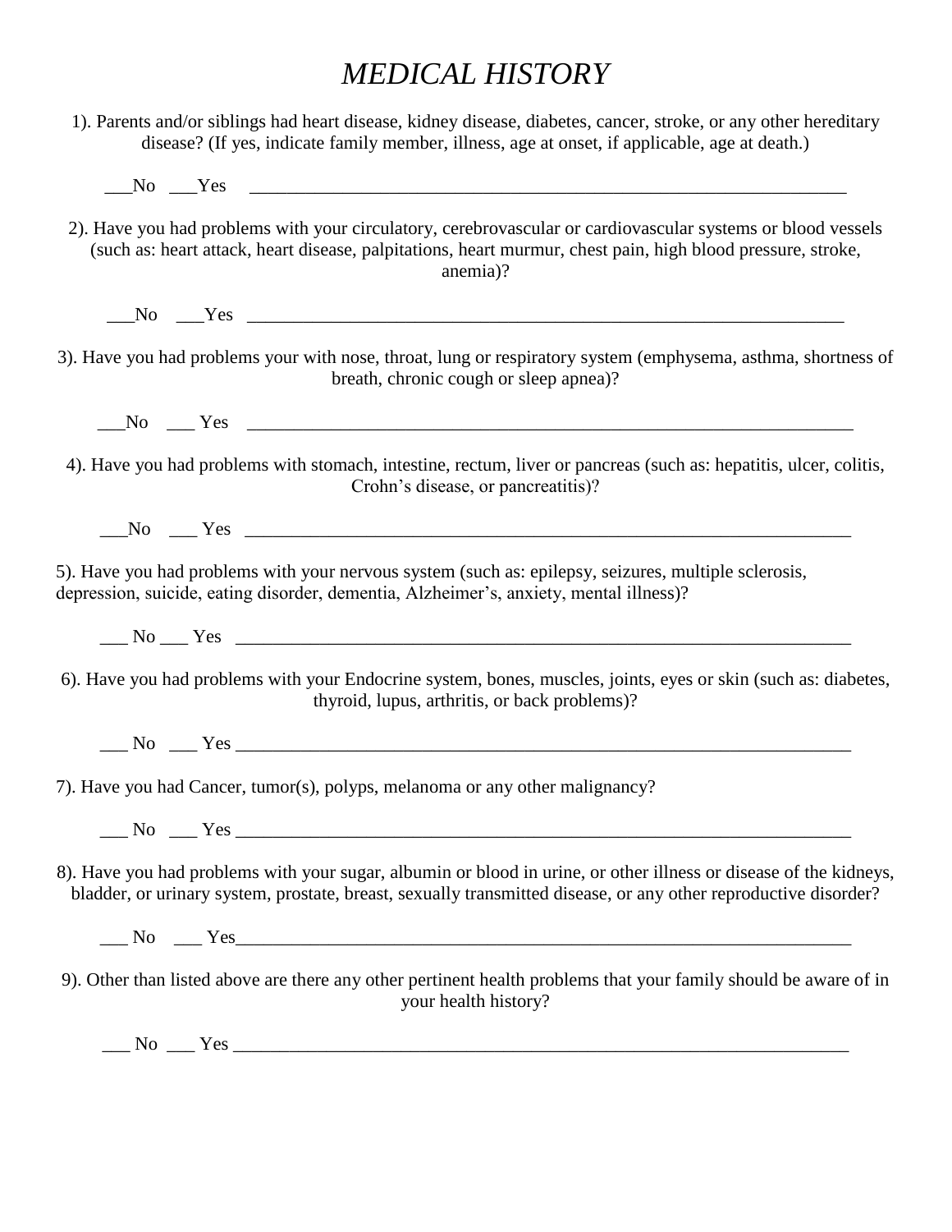# *MEDICAL HISTORY*

1). Parents and/or siblings had heart disease, kidney disease, diabetes, cancer, stroke, or any other hereditary disease? (If yes, indicate family member, illness, age at onset, if applicable, age at death.)

___No ___Yes ________________________________________________________________

2). Have you had problems with your circulatory, cerebrovascular or cardiovascular systems or blood vessels (such as: heart attack, heart disease, palpitations, heart murmur, chest pain, high blood pressure, stroke, anemia)?

___No ___Yes ________________________________________________________________

3). Have you had problems your with nose, throat, lung or respiratory system (emphysema, asthma, shortness of breath, chronic cough or sleep apnea)?

___No ___ Yes ________________________________________________________________

4). Have you had problems with stomach, intestine, rectum, liver or pancreas (such as: hepatitis, ulcer, colitis, Crohn's disease, or pancreatitis)?

___No ___ Yes ________________________________________________________________

5). Have you had problems with your nervous system (such as: epilepsy, seizures, multiple sclerosis, depression, suicide, eating disorder, dementia, Alzheimer's, anxiety, mental illness)?

___ No ___ Yes ________________________________________________________________

6). Have you had problems with your Endocrine system, bones, muscles, joints, eyes or skin (such as: diabetes, thyroid, lupus, arthritis, or back problems)?

___ No ___ Yes ________________________________________________________________

7). Have you had Cancer, tumor(s), polyps, melanoma or any other malignancy?

___ No ___ Yes ________________________________________________________________

8). Have you had problems with your sugar, albumin or blood in urine, or other illness or disease of the kidneys, bladder, or urinary system, prostate, breast, sexually transmitted disease, or any other reproductive disorder?

___ No ___ Yes________________________________________________________________

9). Other than listed above are there any other pertinent health problems that your family should be aware of in your health history?

___ No ___ Yes ________________________________________________________________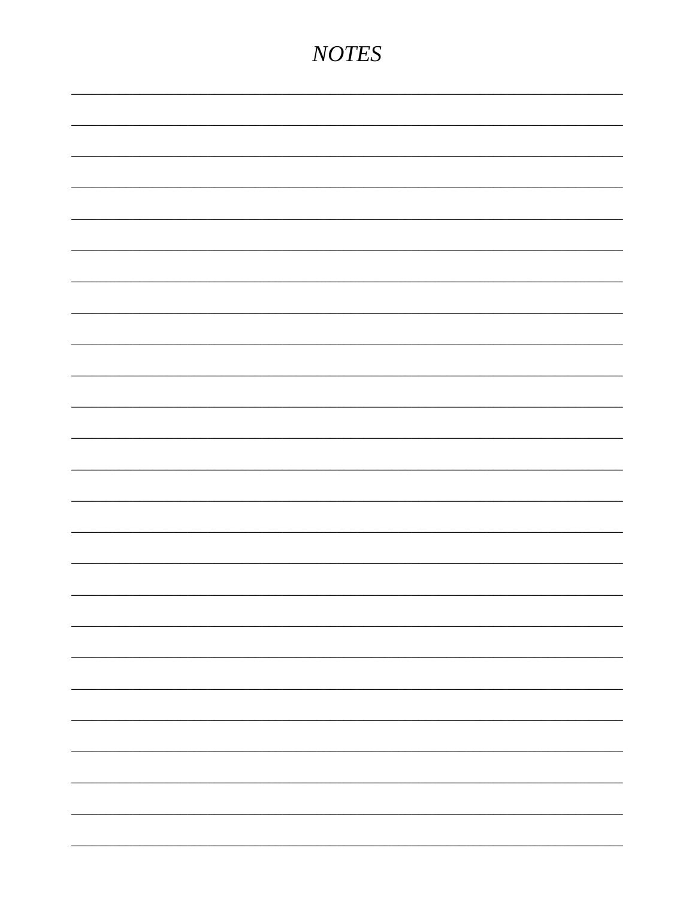*NOTES*